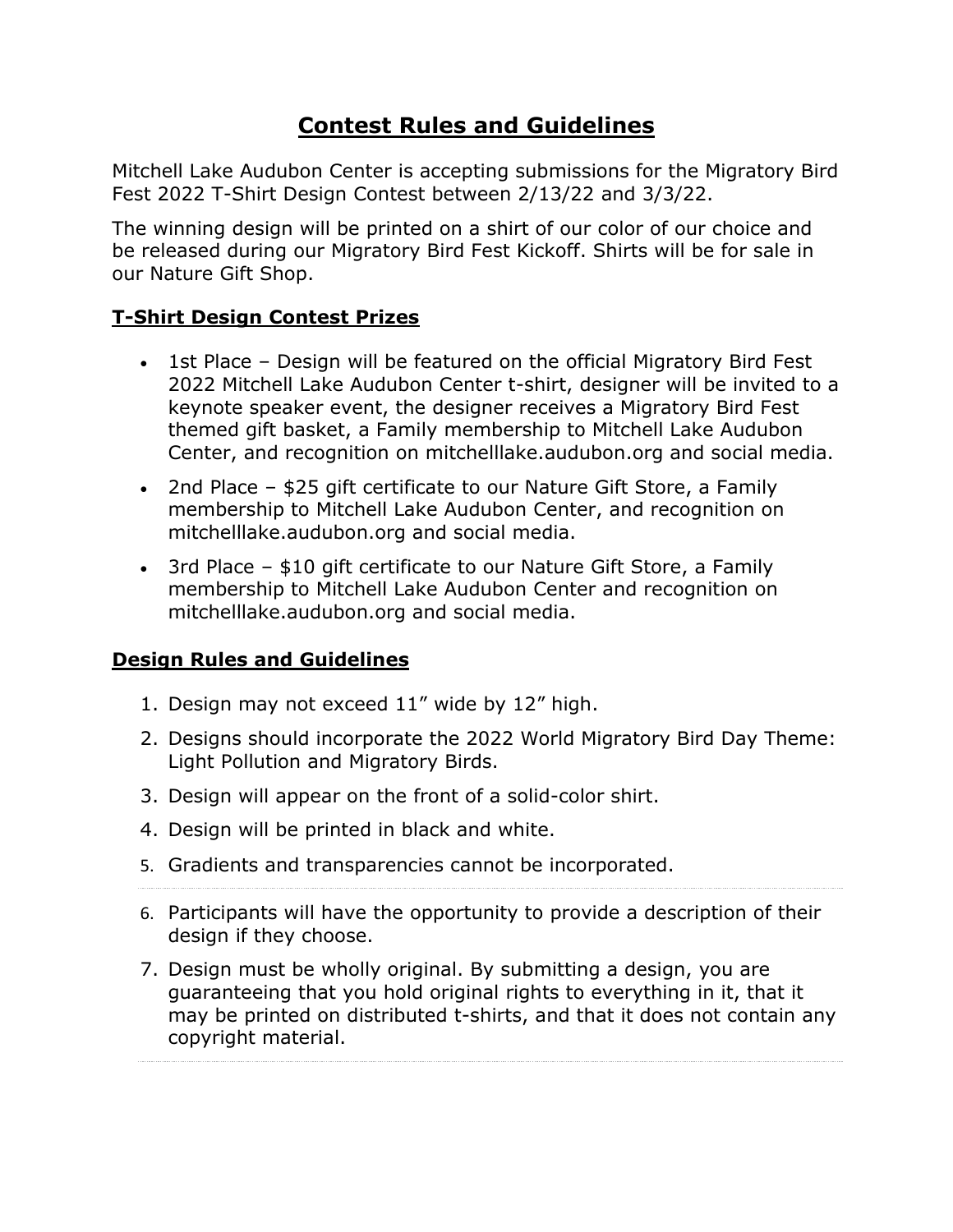# Contest Rules and Guidelines

Mitchell Lake Audubon Center is accepting submissions for the Migratory Bird Fest 2022 T-Shirt Design Contest between 2/13/22 and 3/3/22.

The winning design will be printed on a shirt of our color of our choice and be released during our Migratory Bird Fest Kickoff. Shirts will be for sale in our Nature Gift Shop.

## T-Shirt Design Contest Prizes

- 1st Place – Design will be featured on the official Migratory Bird Fest 2022 Mitchell Lake Audubon Center t-shirt, designer will be invited to a keynote speaker event, the designer receives a Migratory Bird Fest themed gift basket, a Family membership to Mitchell Lake Audubon Center, and recognition on mitchelllake.audubon.org and social media.
- 2nd Place – $25 gift certificate to our Nature Gift Store, a Family membership to Mitchell Lake Audubon Center, and recognition on mitchelllake.audubon.org and social media.
- 3rd Place – $10 gift certificate to our Nature Gift Store, a Family membership to Mitchell Lake Audubon Center and recognition on mitchelllake.audubon.org and social media.

## Design Rules and Guidelines

1. Design may not exceed 11" wide by 12" high.
2. Designs should incorporate the 2022 World Migratory Bird Day Theme: Light Pollution and Migratory Birds.
3. Design will appear on the front of a solid-color shirt.
4. Design will be printed in black and white.
5. Gradients and transparencies cannot be incorporated.
6. Participants will have the opportunity to provide a description of their design if they choose.
7. Design must be wholly original. By submitting a design, you are guaranteeing that you hold original rights to everything in it, that it may be printed on distributed t-shirts, and that it does not contain any copyright material.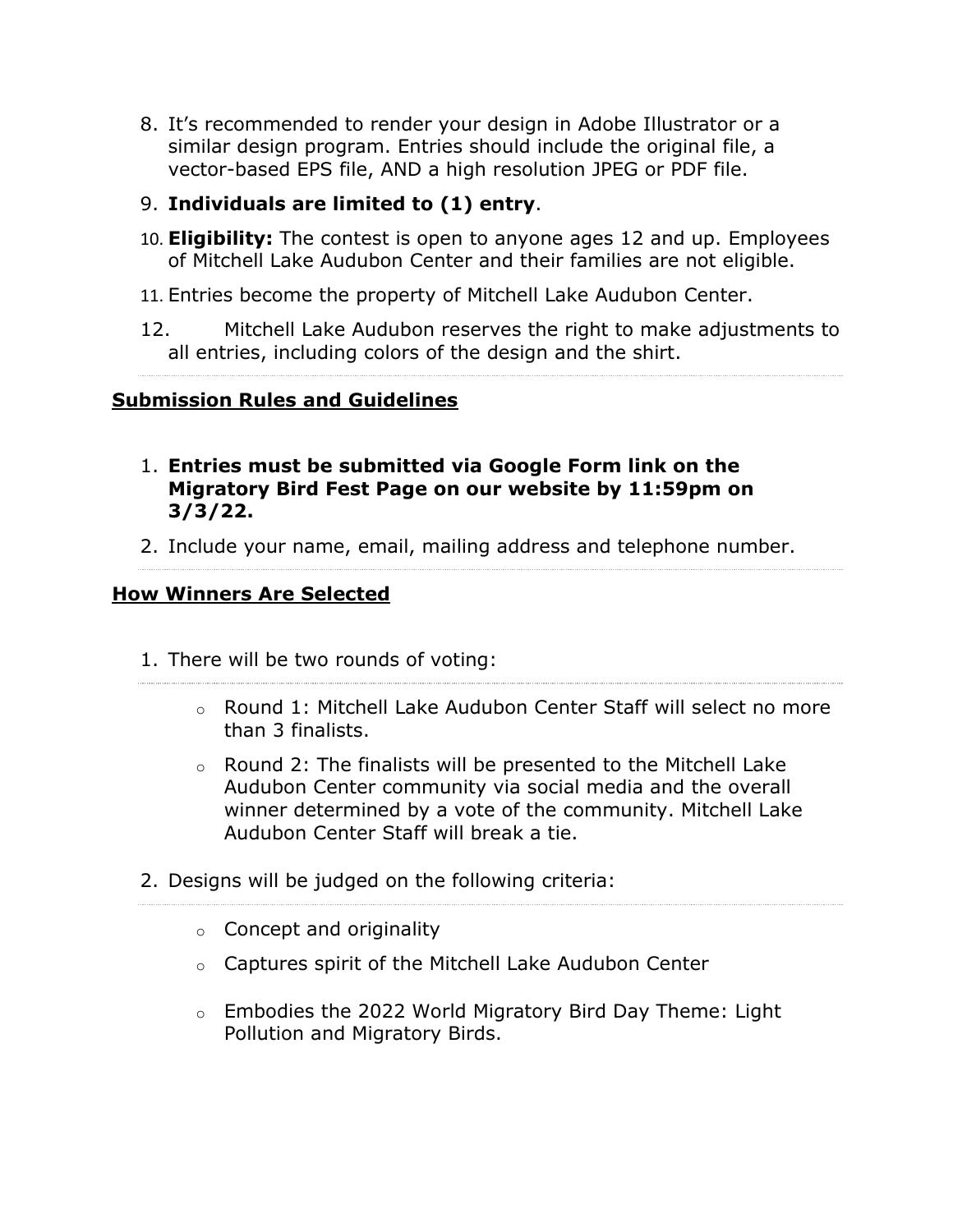8. It's recommended to render your design in Adobe Illustrator or a similar design program. Entries should include the original file, a vector-based EPS file, AND a high resolution JPEG or PDF file.
9. **Individuals are limited to (1) entry**.
10. **Eligibility:** The contest is open to anyone ages 12 and up. Employees of Mitchell Lake Audubon Center and their families are not eligible.
11. Entries become the property of Mitchell Lake Audubon Center.
12. Mitchell Lake Audubon reserves the right to make adjustments to all entries, including colors of the design and the shirt.

---

## Submission Rules and Guidelines

1. **Entries must be submitted via Google Form link on the Migratory Bird Fest Page on our website by 11:59pm on 3/3/22.**
2. Include your name, email, mailing address and telephone number.

---

## How Winners Are Selected

1. There will be two rounds of voting:
    - Round 1: Mitchell Lake Audubon Center Staff will select no more than 3 finalists.
    - Round 2: The finalists will be presented to the Mitchell Lake Audubon Center community via social media and the overall winner determined by a vote of the community. Mitchell Lake Audubon Center Staff will break a tie.
2. Designs will be judged on the following criteria:
    - Concept and originality
    - Captures spirit of the Mitchell Lake Audubon Center
    - Embodies the 2022 World Migratory Bird Day Theme: Light Pollution and Migratory Birds.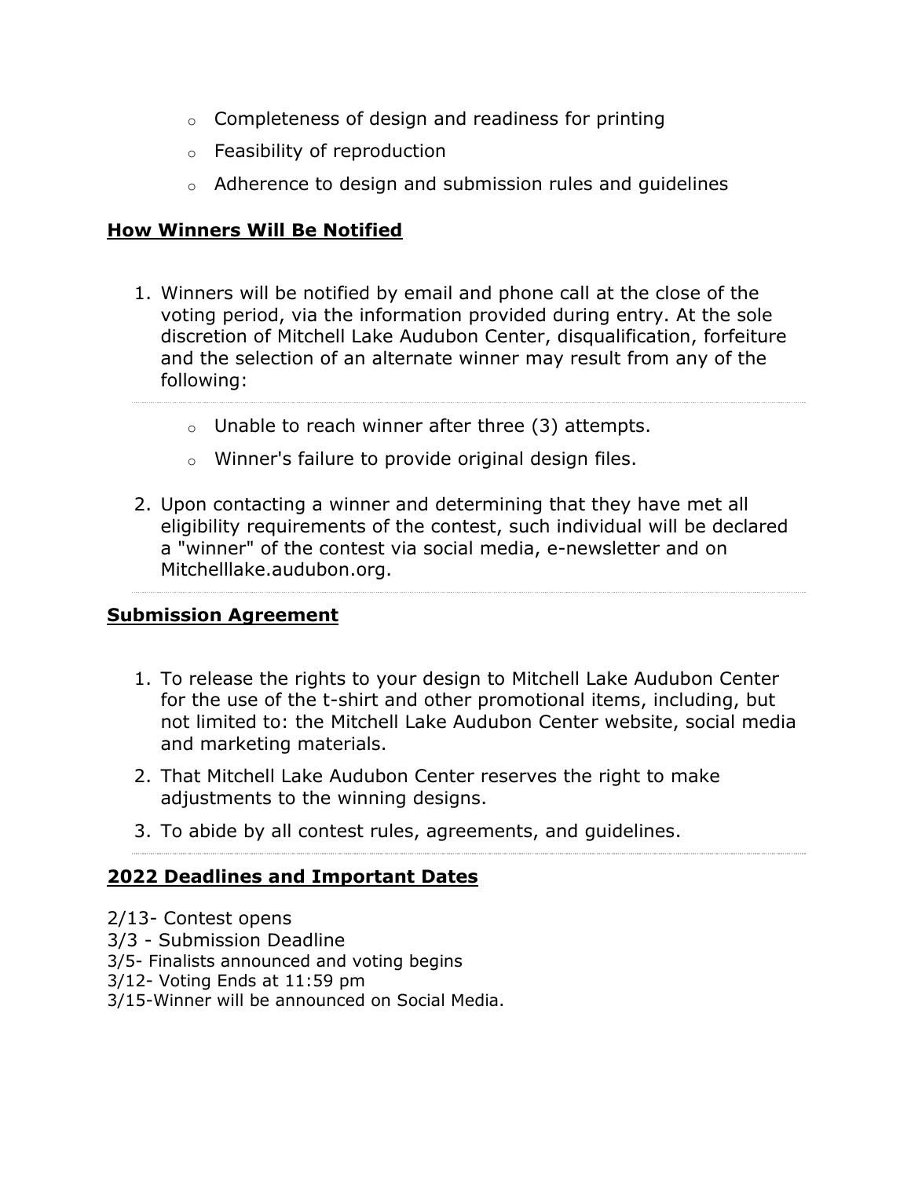- Completeness of design and readiness for printing
- Feasibility of reproduction
- Adherence to design and submission rules and guidelines

## **How Winners Will Be Notified**

1. Winners will be notified by email and phone call at the close of the voting period, via the information provided during entry. At the sole discretion of Mitchell Lake Audubon Center, disqualification, forfeiture and the selection of an alternate winner may result from any of the following:
    - Unable to reach winner after three (3) attempts.
    - Winner's failure to provide original design files.
2. Upon contacting a winner and determining that they have met all eligibility requirements of the contest, such individual will be declared a "winner" of the contest via social media, e-newsletter and on Mitchelllake.audubon.org.

## **Submission Agreement**

1. To release the rights to your design to Mitchell Lake Audubon Center for the use of the t-shirt and other promotional items, including, but not limited to: the Mitchell Lake Audubon Center website, social media and marketing materials.
2. That Mitchell Lake Audubon Center reserves the right to make adjustments to the winning designs.
3. To abide by all contest rules, agreements, and guidelines.

## **2022 Deadlines and Important Dates**

2/13- Contest opens
3/3 - Submission Deadline
3/5- Finalists announced and voting begins
3/12- Voting Ends at 11:59 pm
3/15-Winner will be announced on Social Media.